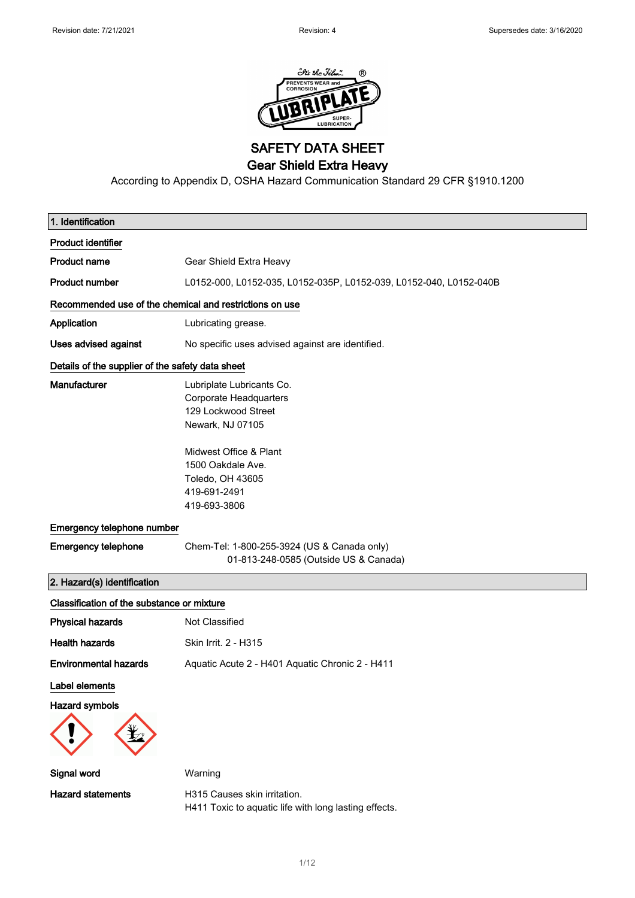Revision date: 7/21/2021 | Revision: 4 | Supersedes date: 3/16/2020

# SAFETY DATA SHEET
# Gear Shield Extra Heavy

According to Appendix D, OSHA Hazard Communication Standard 29 CFR §1910.1200

## 1. Identification

**Product identifier**

| | |
|---|---|
| **Product name** | Gear Shield Extra Heavy |
| **Product number** | L0152-000, L0152-035, L0152-035P, L0152-039, L0152-040, L0152-040B |

**Recommended use of the chemical and restrictions on use**

| | |
|---|---|
| **Application** | Lubricating grease. |
| **Uses advised against** | No specific uses advised against are identified. |

**Details of the supplier of the safety data sheet**

**Manufacturer**

Lubriplate Lubricants Co.
Corporate Headquarters
129 Lockwood Street
Newark, NJ 07105

Midwest Office & Plant
1500 Oakdale Ave.
Toledo, OH 43605
419-691-2491
419-693-3806

**Emergency telephone number**

**Emergency telephone** Chem-Tel: 1-800-255-3924 (US & Canada only)
01-813-248-0585 (Outside US & Canada)

## 2. Hazard(s) identification

**Classification of the substance or mixture**

| | |
|---|---|
| **Physical hazards** | Not Classified |
| **Health hazards** | Skin Irrit. 2 - H315 |
| **Environmental hazards** | Aquatic Acute 2 - H401 Aquatic Chronic 2 - H411 |

**Label elements**

**Hazard symbols**

**Signal word** Warning

**Hazard statements**

H315 Causes skin irritation.
H411 Toxic to aquatic life with long lasting effects.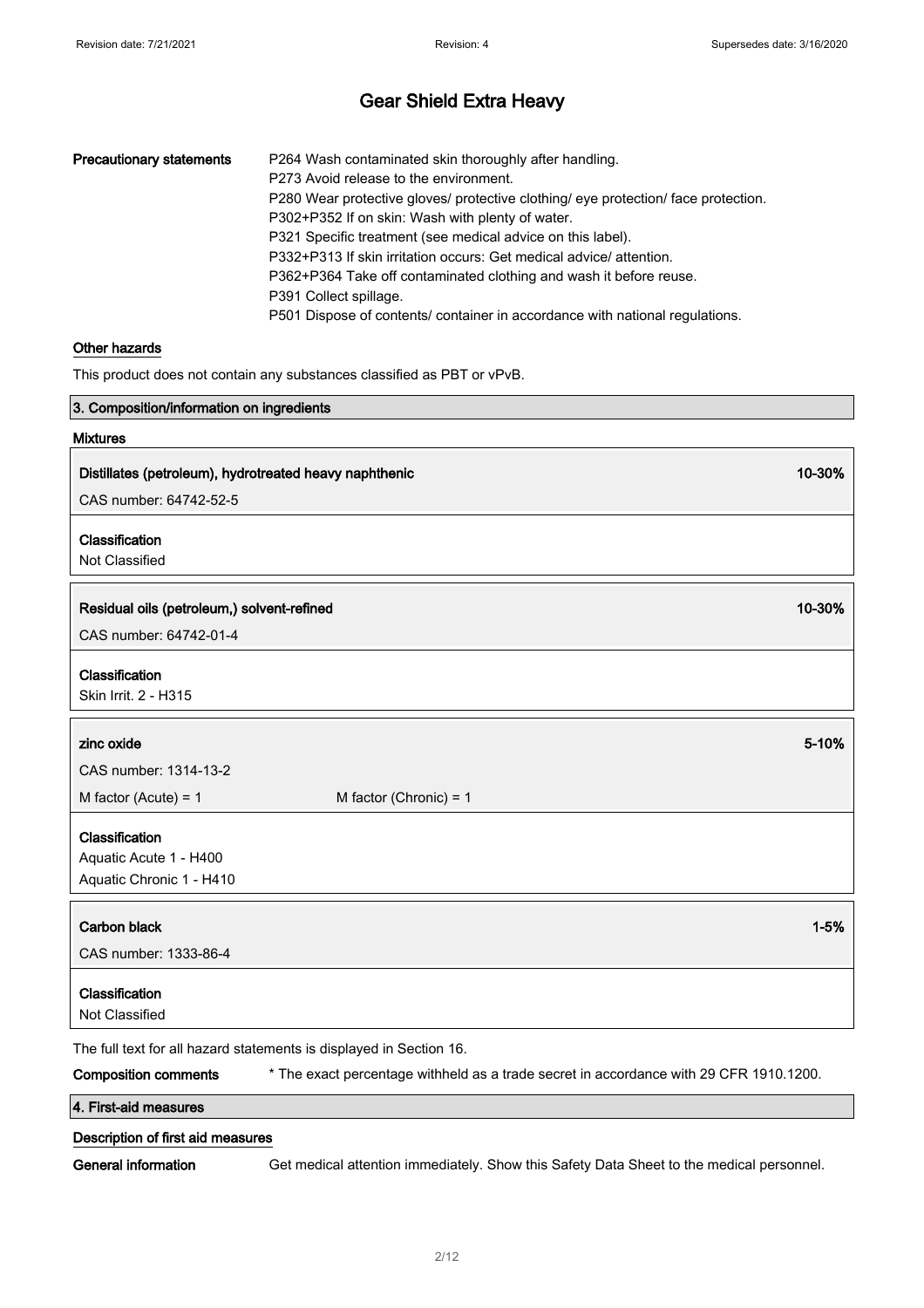# Gear Shield Extra Heavy

**Precautionary statements**

P264 Wash contaminated skin thoroughly after handling.
P273 Avoid release to the environment.
P280 Wear protective gloves/ protective clothing/ eye protection/ face protection.
P302+P352 If on skin: Wash with plenty of water.
P321 Specific treatment (see medical advice on this label).
P332+P313 If skin irritation occurs: Get medical advice/ attention.
P362+P364 Take off contaminated clothing and wash it before reuse.
P391 Collect spillage.
P501 Dispose of contents/ container in accordance with national regulations.

### Other hazards

This product does not contain any substances classified as PBT or vPvB.

## 3. Composition/information on ingredients

### Mixtures

**Distillates (petroleum), hydrotreated heavy naphthenic** — 10-30%

CAS number: 64742-52-5

**Classification**
Not Classified

**Residual oils (petroleum,) solvent-refined** — 10-30%

CAS number: 64742-01-4

**Classification**
Skin Irrit. 2 - H315

**zinc oxide** — 5-10%

CAS number: 1314-13-2

M factor (Acute) = 1 M factor (Chronic) = 1

**Classification**
Aquatic Acute 1 - H400
Aquatic Chronic 1 - H410

**Carbon black** — 1-5%

CAS number: 1333-86-4

**Classification**
Not Classified

The full text for all hazard statements is displayed in Section 16.

**Composition comments** * The exact percentage withheld as a trade secret in accordance with 29 CFR 1910.1200.

## 4. First-aid measures

### Description of first aid measures

**General information** Get medical attention immediately. Show this Safety Data Sheet to the medical personnel.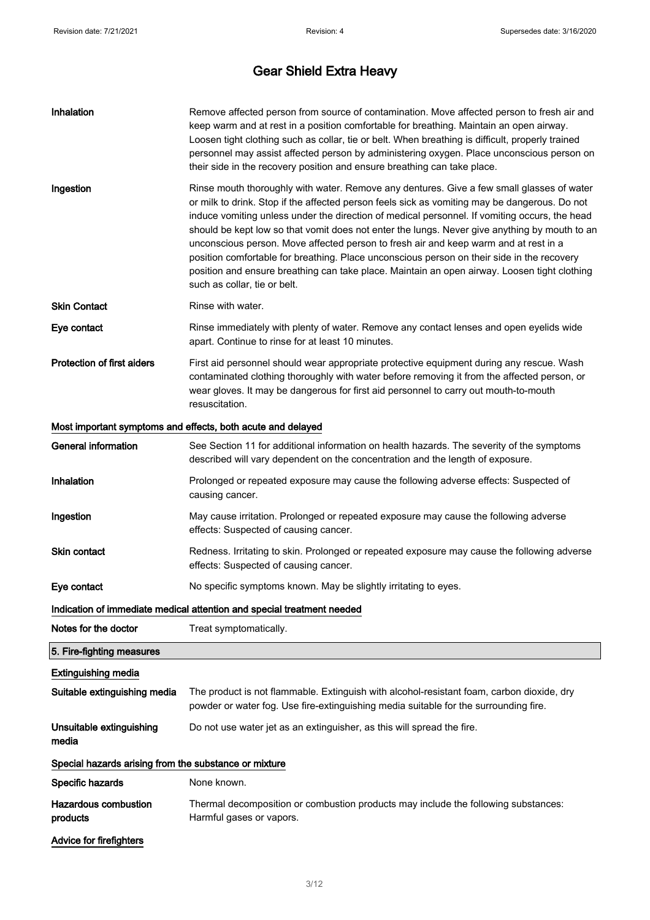**Inhalation** Remove affected person from source of contamination. Move affected person to fresh air and keep warm and at rest in a position comfortable for breathing. Maintain an open airway. Loosen tight clothing such as collar, tie or belt. When breathing is difficult, properly trained personnel may assist affected person by administering oxygen. Place unconscious person on their side in the recovery position and ensure breathing can take place.

**Ingestion** Rinse mouth thoroughly with water. Remove any dentures. Give a few small glasses of water or milk to drink. Stop if the affected person feels sick as vomiting may be dangerous. Do not induce vomiting unless under the direction of medical personnel. If vomiting occurs, the head should be kept low so that vomit does not enter the lungs. Never give anything by mouth to an unconscious person. Move affected person to fresh air and keep warm and at rest in a position comfortable for breathing. Place unconscious person on their side in the recovery position and ensure breathing can take place. Maintain an open airway. Loosen tight clothing such as collar, tie or belt.

**Skin Contact** Rinse with water.

**Eye contact** Rinse immediately with plenty of water. Remove any contact lenses and open eyelids wide apart. Continue to rinse for at least 10 minutes.

**Protection of first aiders** First aid personnel should wear appropriate protective equipment during any rescue. Wash contaminated clothing thoroughly with water before removing it from the affected person, or wear gloves. It may be dangerous for first aid personnel to carry out mouth-to-mouth resuscitation.

### Most important symptoms and effects, both acute and delayed

**General information** See Section 11 for additional information on health hazards. The severity of the symptoms described will vary dependent on the concentration and the length of exposure.

**Inhalation** Prolonged or repeated exposure may cause the following adverse effects: Suspected of causing cancer.

**Ingestion** May cause irritation. Prolonged or repeated exposure may cause the following adverse effects: Suspected of causing cancer.

**Skin contact** Redness. Irritating to skin. Prolonged or repeated exposure may cause the following adverse effects: Suspected of causing cancer.

**Eye contact** No specific symptoms known. May be slightly irritating to eyes.

### Indication of immediate medical attention and special treatment needed

**Notes for the doctor** Treat symptomatically.

## 5. Fire-fighting measures

### Extinguishing media

**Suitable extinguishing media** The product is not flammable. Extinguish with alcohol-resistant foam, carbon dioxide, dry powder or water fog. Use fire-extinguishing media suitable for the surrounding fire.

**Unsuitable extinguishing media** Do not use water jet as an extinguisher, as this will spread the fire.

### Special hazards arising from the substance or mixture

**Specific hazards** None known.

**Hazardous combustion products** Thermal decomposition or combustion products may include the following substances: Harmful gases or vapors.

### Advice for firefighters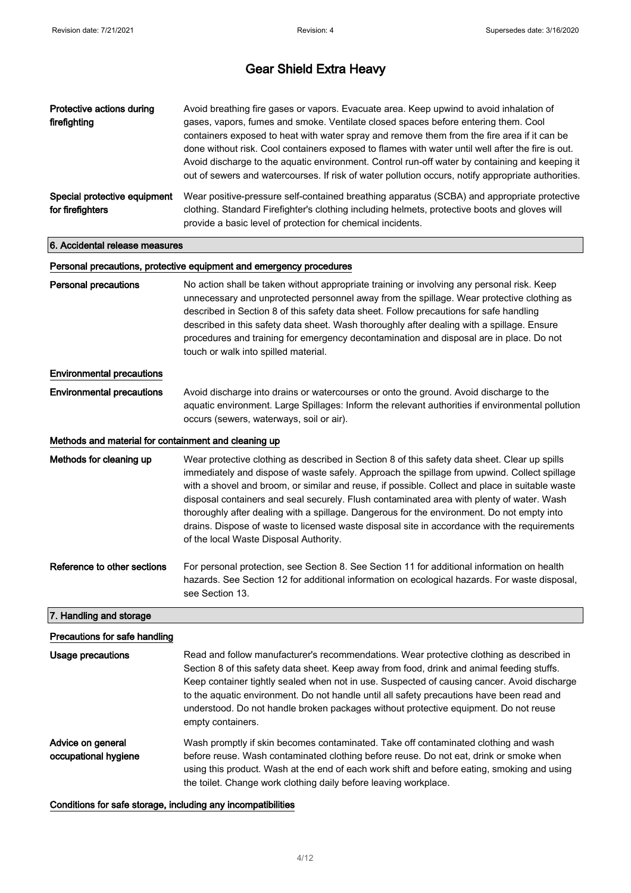| | |
|---|---|
| **Protective actions during firefighting** | Avoid breathing fire gases or vapors. Evacuate area. Keep upwind to avoid inhalation of gases, vapors, fumes and smoke. Ventilate closed spaces before entering them. Cool containers exposed to heat with water spray and remove them from the fire area if it can be done without risk. Cool containers exposed to flames with water until well after the fire is out. Avoid discharge to the aquatic environment. Control run-off water by containing and keeping it out of sewers and watercourses. If risk of water pollution occurs, notify appropriate authorities. |
| **Special protective equipment for firefighters** | Wear positive-pressure self-contained breathing apparatus (SCBA) and appropriate protective clothing. Standard Firefighter's clothing including helmets, protective boots and gloves will provide a basic level of protection for chemical incidents. |

## 6. Accidental release measures

### Personal precautions, protective equipment and emergency procedures

| | |
|---|---|
| **Personal precautions** | No action shall be taken without appropriate training or involving any personal risk. Keep unnecessary and unprotected personnel away from the spillage. Wear protective clothing as described in Section 8 of this safety data sheet. Follow precautions for safe handling described in this safety data sheet. Wash thoroughly after dealing with a spillage. Ensure procedures and training for emergency decontamination and disposal are in place. Do not touch or walk into spilled material. |

### Environmental precautions

| | |
|---|---|
| **Environmental precautions** | Avoid discharge into drains or watercourses or onto the ground. Avoid discharge to the aquatic environment. Large Spillages: Inform the relevant authorities if environmental pollution occurs (sewers, waterways, soil or air). |

### Methods and material for containment and cleaning up

| | |
|---|---|
| **Methods for cleaning up** | Wear protective clothing as described in Section 8 of this safety data sheet. Clear up spills immediately and dispose of waste safely. Approach the spillage from upwind. Collect spillage with a shovel and broom, or similar and reuse, if possible. Collect and place in suitable waste disposal containers and seal securely. Flush contaminated area with plenty of water. Wash thoroughly after dealing with a spillage. Dangerous for the environment. Do not empty into drains. Dispose of waste to licensed waste disposal site in accordance with the requirements of the local Waste Disposal Authority. |
| **Reference to other sections** | For personal protection, see Section 8. See Section 11 for additional information on health hazards. See Section 12 for additional information on ecological hazards. For waste disposal, see Section 13. |

## 7. Handling and storage

### Precautions for safe handling

| | |
|---|---|
| **Usage precautions** | Read and follow manufacturer's recommendations. Wear protective clothing as described in Section 8 of this safety data sheet. Keep away from food, drink and animal feeding stuffs. Keep container tightly sealed when not in use. Suspected of causing cancer. Avoid discharge to the aquatic environment. Do not handle until all safety precautions have been read and understood. Do not handle broken packages without protective equipment. Do not reuse empty containers. |
| **Advice on general occupational hygiene** | Wash promptly if skin becomes contaminated. Take off contaminated clothing and wash before reuse. Wash contaminated clothing before reuse. Do not eat, drink or smoke when using this product. Wash at the end of each work shift and before eating, smoking and using the toilet. Change work clothing daily before leaving workplace. |

### Conditions for safe storage, including any incompatibilities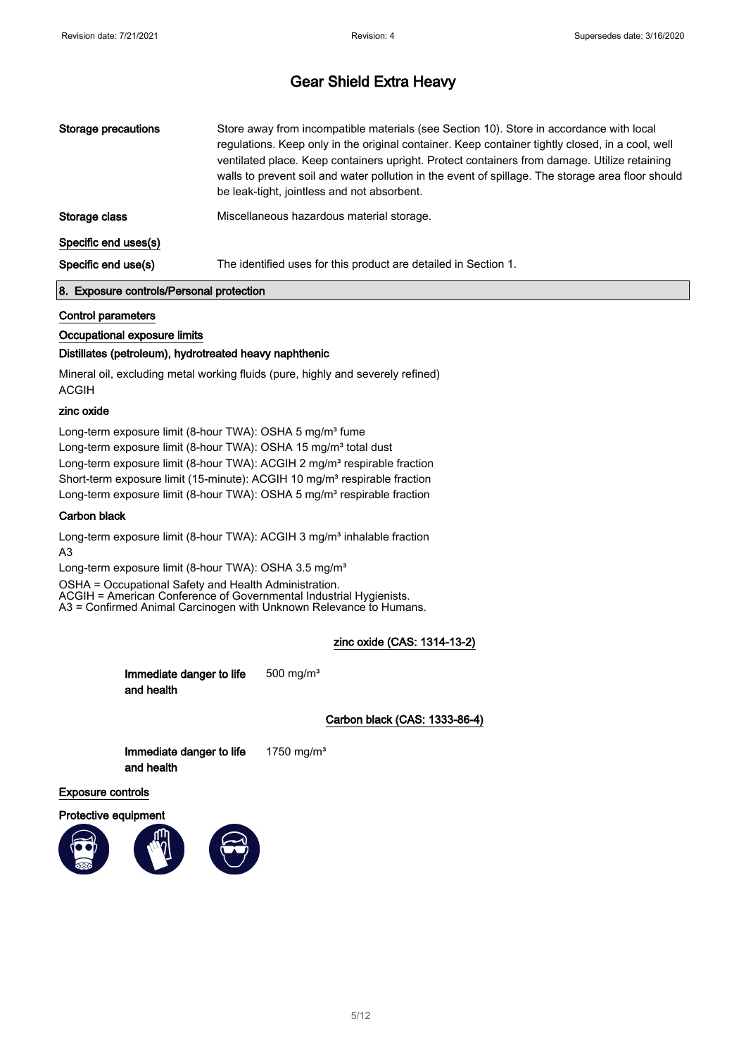# Gear Shield Extra Heavy

**Storage precautions** Store away from incompatible materials (see Section 10). Store in accordance with local regulations. Keep only in the original container. Keep container tightly closed, in a cool, well ventilated place. Keep containers upright. Protect containers from damage. Utilize retaining walls to prevent soil and water pollution in the event of spillage. The storage area floor should be leak-tight, jointless and not absorbent.

**Storage class** Miscellaneous hazardous material storage.

**Specific end uses(s)**

**Specific end use(s)** The identified uses for this product are detailed in Section 1.

## 8. Exposure controls/Personal protection

**Control parameters**

**Occupational exposure limits**

**Distillates (petroleum), hydrotreated heavy naphthenic**

Mineral oil, excluding metal working fluids (pure, highly and severely refined)
ACGIH

**zinc oxide**

Long-term exposure limit (8-hour TWA): OSHA 5 mg/m³ fume
Long-term exposure limit (8-hour TWA): OSHA 15 mg/m³ total dust
Long-term exposure limit (8-hour TWA): ACGIH 2 mg/m³ respirable fraction
Short-term exposure limit (15-minute): ACGIH 10 mg/m³ respirable fraction
Long-term exposure limit (8-hour TWA): OSHA 5 mg/m³ respirable fraction

**Carbon black**

Long-term exposure limit (8-hour TWA): ACGIH 3 mg/m³ inhalable fraction
A3
Long-term exposure limit (8-hour TWA): OSHA 3.5 mg/m³

OSHA = Occupational Safety and Health Administration.
ACGIH = American Conference of Governmental Industrial Hygienists.
A3 = Confirmed Animal Carcinogen with Unknown Relevance to Humans.

**zinc oxide (CAS: 1314-13-2)**

**Immediate danger to life and health** 500 mg/m³

**Carbon black (CAS: 1333-86-4)**

**Immediate danger to life and health** 1750 mg/m³

**Exposure controls**

**Protective equipment**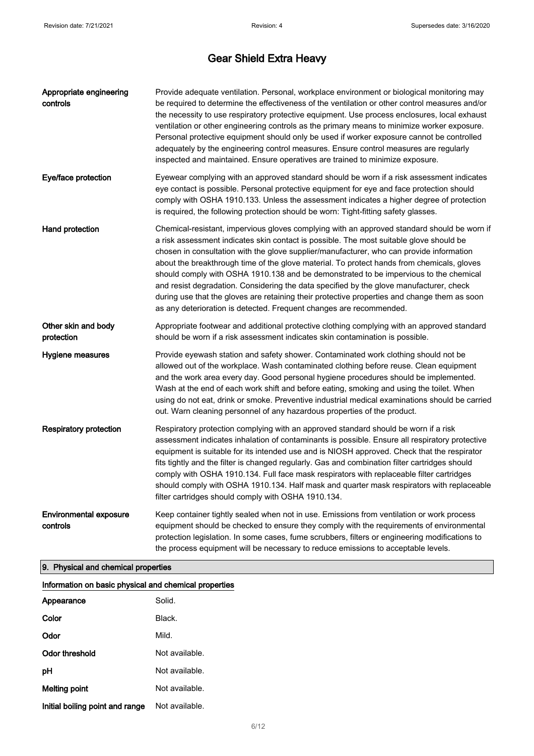| | |
|---|---|
| **Appropriate engineering controls** | Provide adequate ventilation. Personal, workplace environment or biological monitoring may be required to determine the effectiveness of the ventilation or other control measures and/or the necessity to use respiratory protective equipment. Use process enclosures, local exhaust ventilation or other engineering controls as the primary means to minimize worker exposure. Personal protective equipment should only be used if worker exposure cannot be controlled adequately by the engineering control measures. Ensure control measures are regularly inspected and maintained. Ensure operatives are trained to minimize exposure. |
| **Eye/face protection** | Eyewear complying with an approved standard should be worn if a risk assessment indicates eye contact is possible. Personal protective equipment for eye and face protection should comply with OSHA 1910.133. Unless the assessment indicates a higher degree of protection is required, the following protection should be worn: Tight-fitting safety glasses. |
| **Hand protection** | Chemical-resistant, impervious gloves complying with an approved standard should be worn if a risk assessment indicates skin contact is possible. The most suitable glove should be chosen in consultation with the glove supplier/manufacturer, who can provide information about the breakthrough time of the glove material. To protect hands from chemicals, gloves should comply with OSHA 1910.138 and be demonstrated to be impervious to the chemical and resist degradation. Considering the data specified by the glove manufacturer, check during use that the gloves are retaining their protective properties and change them as soon as any deterioration is detected. Frequent changes are recommended. |
| **Other skin and body protection** | Appropriate footwear and additional protective clothing complying with an approved standard should be worn if a risk assessment indicates skin contamination is possible. |
| **Hygiene measures** | Provide eyewash station and safety shower. Contaminated work clothing should not be allowed out of the workplace. Wash contaminated clothing before reuse. Clean equipment and the work area every day. Good personal hygiene procedures should be implemented. Wash at the end of each work shift and before eating, smoking and using the toilet. When using do not eat, drink or smoke. Preventive industrial medical examinations should be carried out. Warn cleaning personnel of any hazardous properties of the product. |
| **Respiratory protection** | Respiratory protection complying with an approved standard should be worn if a risk assessment indicates inhalation of contaminants is possible. Ensure all respiratory protective equipment is suitable for its intended use and is NIOSH approved. Check that the respirator fits tightly and the filter is changed regularly. Gas and combination filter cartridges should comply with OSHA 1910.134. Full face mask respirators with replaceable filter cartridges should comply with OSHA 1910.134. Half mask and quarter mask respirators with replaceable filter cartridges should comply with OSHA 1910.134. |
| **Environmental exposure controls** | Keep container tightly sealed when not in use. Emissions from ventilation or work process equipment should be checked to ensure they comply with the requirements of environmental protection legislation. In some cases, fume scrubbers, filters or engineering modifications to the process equipment will be necessary to reduce emissions to acceptable levels. |

## 9. Physical and chemical properties

### Information on basic physical and chemical properties

| | |
|---|---|
| **Appearance** | Solid. |
| **Color** | Black. |
| **Odor** | Mild. |
| **Odor threshold** | Not available. |
| **pH** | Not available. |
| **Melting point** | Not available. |
| **Initial boiling point and range** | Not available. |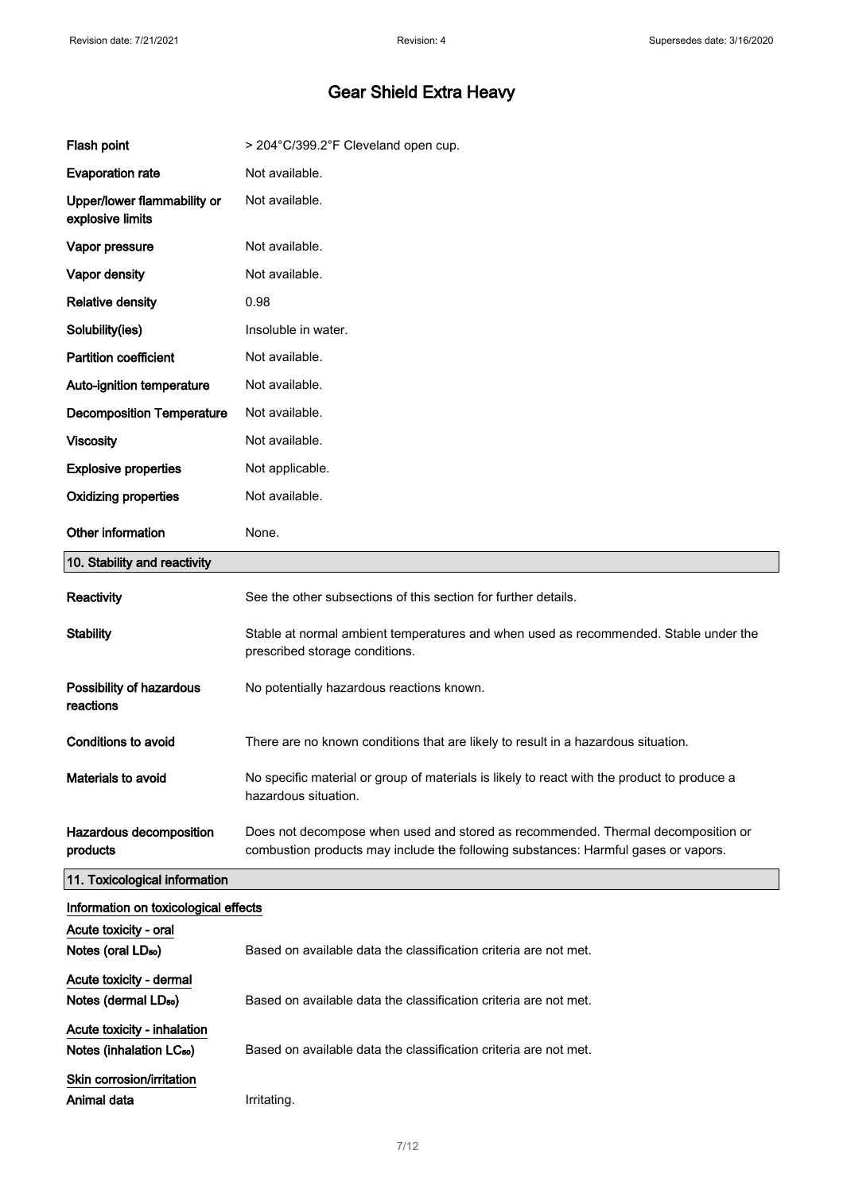# Gear Shield Extra Heavy

| | |
|---|---|
| **Flash point** | > 204°C/399.2°F Cleveland open cup. |
| **Evaporation rate** | Not available. |
| **Upper/lower flammability or explosive limits** | Not available. |
| **Vapor pressure** | Not available. |
| **Vapor density** | Not available. |
| **Relative density** | 0.98 |
| **Solubility(ies)** | Insoluble in water. |
| **Partition coefficient** | Not available. |
| **Auto-ignition temperature** | Not available. |
| **Decomposition Temperature** | Not available. |
| **Viscosity** | Not available. |
| **Explosive properties** | Not applicable. |
| **Oxidizing properties** | Not available. |
| **Other information** | None. |

## 10. Stability and reactivity

| | |
|---|---|
| **Reactivity** | See the other subsections of this section for further details. |
| **Stability** | Stable at normal ambient temperatures and when used as recommended. Stable under the prescribed storage conditions. |
| **Possibility of hazardous reactions** | No potentially hazardous reactions known. |
| **Conditions to avoid** | There are no known conditions that are likely to result in a hazardous situation. |
| **Materials to avoid** | No specific material or group of materials is likely to react with the product to produce a hazardous situation. |
| **Hazardous decomposition products** | Does not decompose when used and stored as recommended. Thermal decomposition or combustion products may include the following substances: Harmful gases or vapors. |

## 11. Toxicological information

**Information on toxicological effects**

**Acute toxicity - oral**

| | |
|---|---|
| **Notes (oral $LD_{50}$)** | Based on available data the classification criteria are not met. |

**Acute toxicity - dermal**

| | |
|---|---|
| **Notes (dermal $LD_{50}$)** | Based on available data the classification criteria are not met. |

**Acute toxicity - inhalation**

| | |
|---|---|
| **Notes (inhalation $LC_{50}$)** | Based on available data the classification criteria are not met. |

**Skin corrosion/irritation**

| | |
|---|---|
| **Animal data** | Irritating. |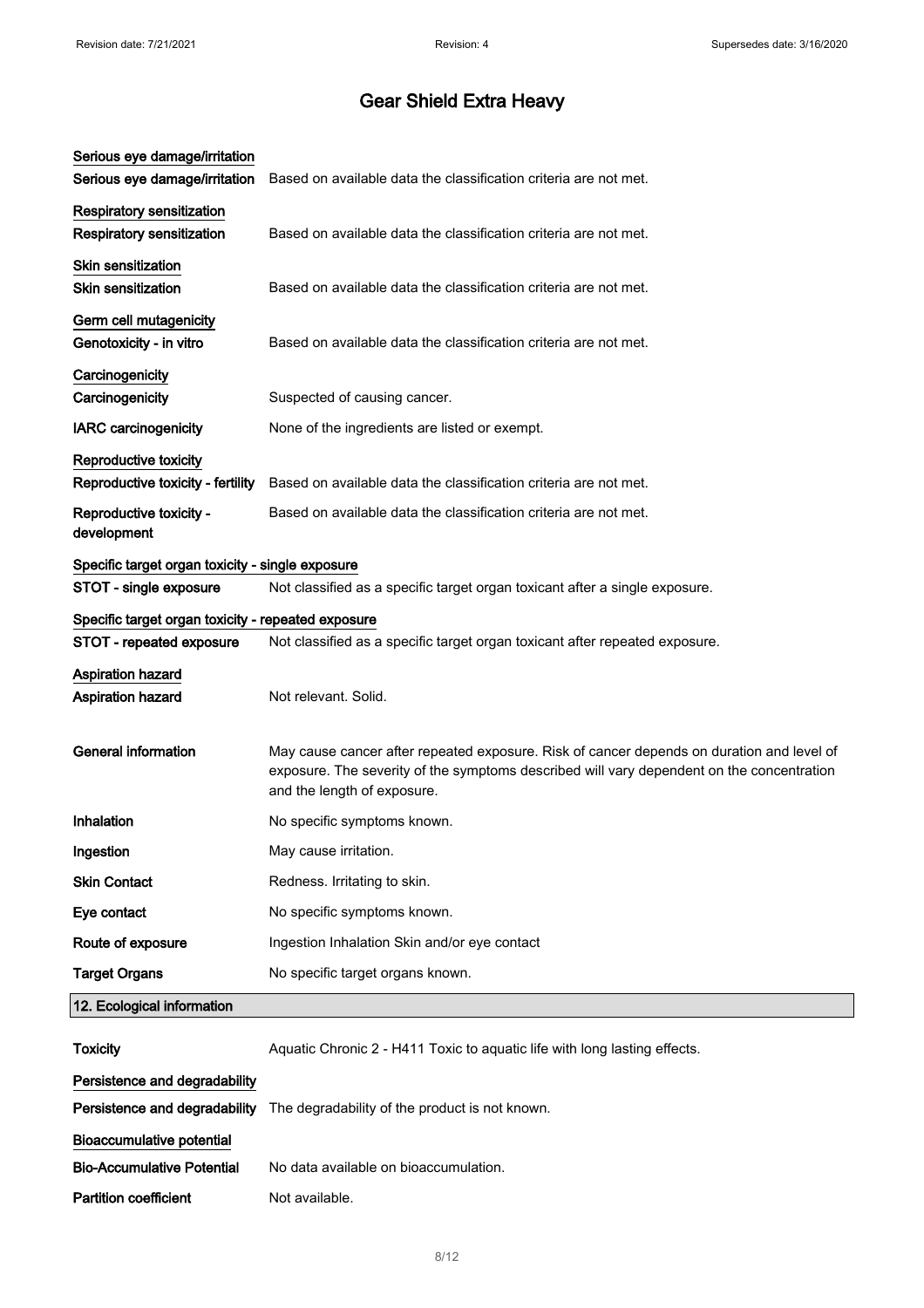# Gear Shield Extra Heavy

**Serious eye damage/irritation**

| | |
|---|---|
| **Serious eye damage/irritation** | Based on available data the classification criteria are not met. |

**Respiratory sensitization**

| | |
|---|---|
| **Respiratory sensitization** | Based on available data the classification criteria are not met. |

**Skin sensitization**

| | |
|---|---|
| **Skin sensitization** | Based on available data the classification criteria are not met. |

**Germ cell mutagenicity**

| | |
|---|---|
| **Genotoxicity - in vitro** | Based on available data the classification criteria are not met. |

**Carcinogenicity**

| | |
|---|---|
| **Carcinogenicity** | Suspected of causing cancer. |
| **IARC carcinogenicity** | None of the ingredients are listed or exempt. |

**Reproductive toxicity**

| | |
|---|---|
| **Reproductive toxicity - fertility** | Based on available data the classification criteria are not met. |
| **Reproductive toxicity - development** | Based on available data the classification criteria are not met. |

**Specific target organ toxicity - single exposure**

| | |
|---|---|
| **STOT - single exposure** | Not classified as a specific target organ toxicant after a single exposure. |

**Specific target organ toxicity - repeated exposure**

| | |
|---|---|
| **STOT - repeated exposure** | Not classified as a specific target organ toxicant after repeated exposure. |

**Aspiration hazard**

| | |
|---|---|
| **Aspiration hazard** | Not relevant. Solid. |

| | |
|---|---|
| **General information** | May cause cancer after repeated exposure. Risk of cancer depends on duration and level of exposure. The severity of the symptoms described will vary dependent on the concentration and the length of exposure. |
| **Inhalation** | No specific symptoms known. |
| **Ingestion** | May cause irritation. |
| **Skin Contact** | Redness. Irritating to skin. |
| **Eye contact** | No specific symptoms known. |
| **Route of exposure** | Ingestion Inhalation Skin and/or eye contact |
| **Target Organs** | No specific target organs known. |

## 12. Ecological information

| | |
|---|---|
| **Toxicity** | Aquatic Chronic 2 - H411 Toxic to aquatic life with long lasting effects. |

**Persistence and degradability**

| | |
|---|---|
| **Persistence and degradability** | The degradability of the product is not known. |

**Bioaccumulative potential**

| | |
|---|---|
| **Bio-Accumulative Potential** | No data available on bioaccumulation. |
| **Partition coefficient** | Not available. |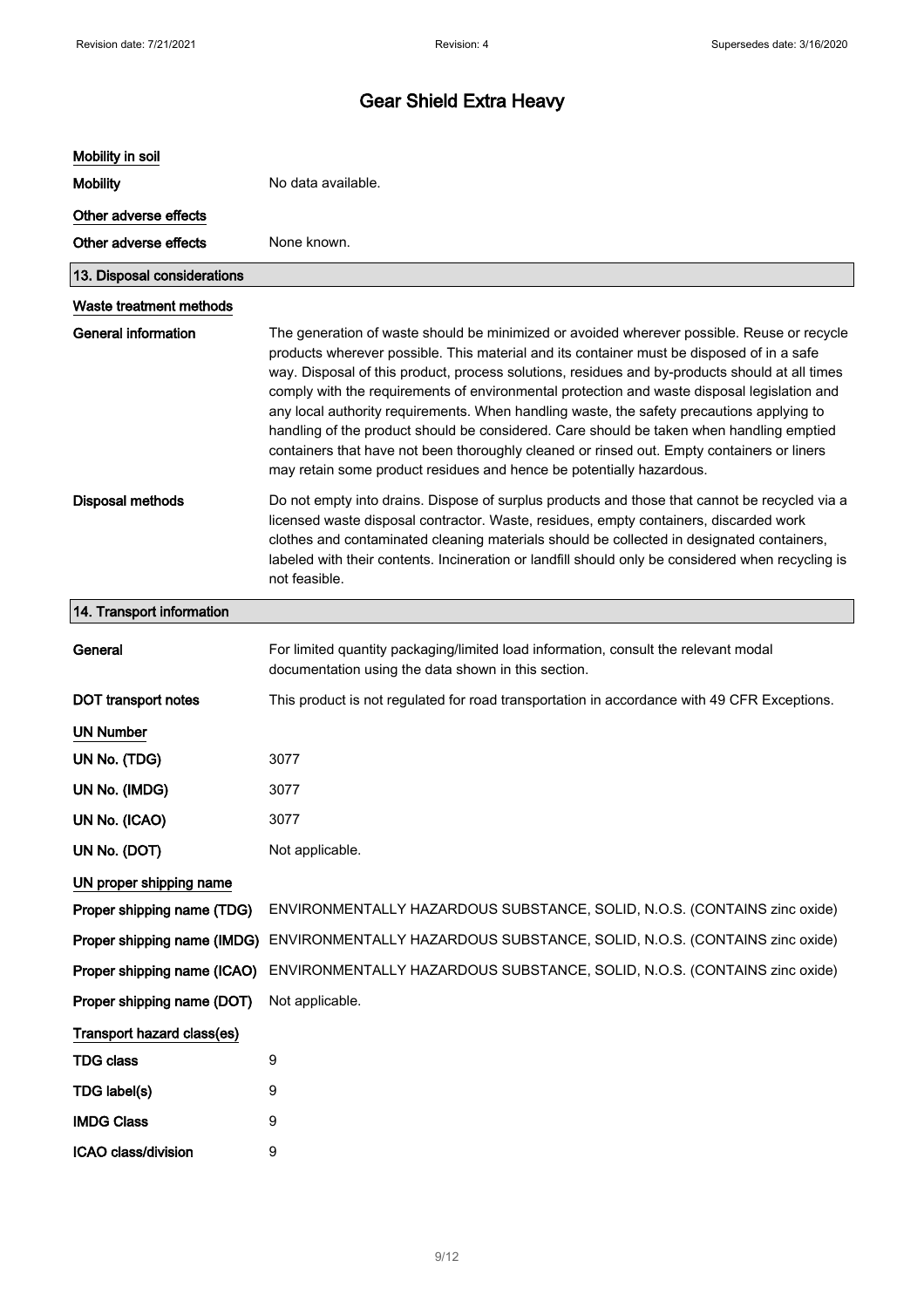# Gear Shield Extra Heavy

### Mobility in soil

**Mobility** No data available.

### Other adverse effects

**Other adverse effects** None known.

## 13. Disposal considerations

### Waste treatment methods

**General information** The generation of waste should be minimized or avoided wherever possible. Reuse or recycle products wherever possible. This material and its container must be disposed of in a safe way. Disposal of this product, process solutions, residues and by-products should at all times comply with the requirements of environmental protection and waste disposal legislation and any local authority requirements. When handling waste, the safety precautions applying to handling of the product should be considered. Care should be taken when handling emptied containers that have not been thoroughly cleaned or rinsed out. Empty containers or liners may retain some product residues and hence be potentially hazardous.

**Disposal methods** Do not empty into drains. Dispose of surplus products and those that cannot be recycled via a licensed waste disposal contractor. Waste, residues, empty containers, discarded work clothes and contaminated cleaning materials should be collected in designated containers, labeled with their contents. Incineration or landfill should only be considered when recycling is not feasible.

## 14. Transport information

**General** For limited quantity packaging/limited load information, consult the relevant modal documentation using the data shown in this section.

**DOT transport notes** This product is not regulated for road transportation in accordance with 49 CFR Exceptions.

### UN Number

**UN No. (TDG)** 3077

**UN No. (IMDG)** 3077

**UN No. (ICAO)** 3077

**UN No. (DOT)** Not applicable.

### UN proper shipping name

**Proper shipping name (TDG)** ENVIRONMENTALLY HAZARDOUS SUBSTANCE, SOLID, N.O.S. (CONTAINS zinc oxide)

**Proper shipping name (IMDG)** ENVIRONMENTALLY HAZARDOUS SUBSTANCE, SOLID, N.O.S. (CONTAINS zinc oxide)

**Proper shipping name (ICAO)** ENVIRONMENTALLY HAZARDOUS SUBSTANCE, SOLID, N.O.S. (CONTAINS zinc oxide)

**Proper shipping name (DOT)** Not applicable.

### Transport hazard class(es)

**TDG class** 9

**TDG label(s)** 9

**IMDG Class** 9

**ICAO class/division** 9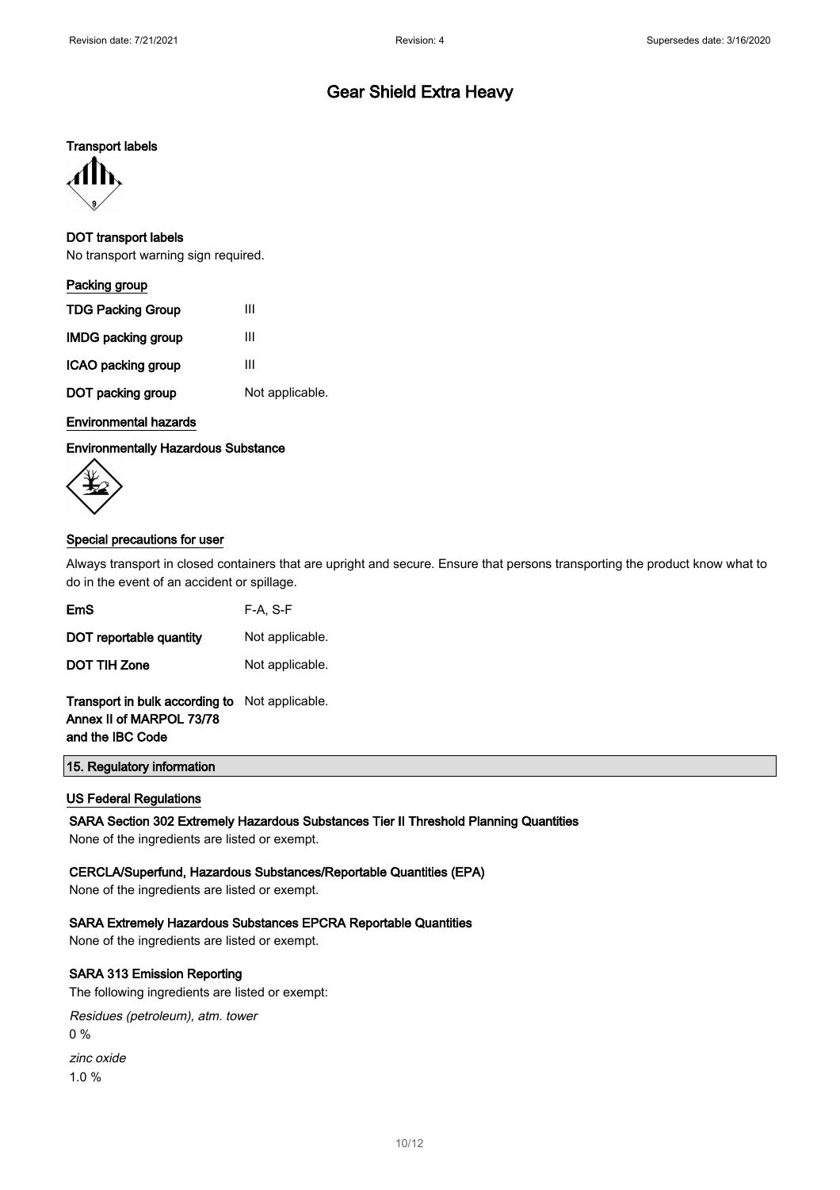# Gear Shield Extra Heavy

**Transport labels**

**DOT transport labels**

No transport warning sign required.

**Packing group**

| | |
|---|---|
| **TDG Packing Group** | III |
| **IMDG packing group** | III |
| **ICAO packing group** | III |
| **DOT packing group** | Not applicable. |

**Environmental hazards**

**Environmentally Hazardous Substance**

**Special precautions for user**

Always transport in closed containers that are upright and secure. Ensure that persons transporting the product know what to do in the event of an accident or spillage.

| | |
|---|---|
| **EmS** | F-A, S-F |
| **DOT reportable quantity** | Not applicable. |
| **DOT TIH Zone** | Not applicable. |
| **Transport in bulk according to Annex II of MARPOL 73/78 and the IBC Code** | Not applicable. |

## 15. Regulatory information

**US Federal Regulations**

**SARA Section 302 Extremely Hazardous Substances Tier II Threshold Planning Quantities**

None of the ingredients are listed or exempt.

**CERCLA/Superfund, Hazardous Substances/Reportable Quantities (EPA)**

None of the ingredients are listed or exempt.

**SARA Extremely Hazardous Substances EPCRA Reportable Quantities**

None of the ingredients are listed or exempt.

**SARA 313 Emission Reporting**

The following ingredients are listed or exempt:

*Residues (petroleum), atm. tower*
0 %

*zinc oxide*
1.0 %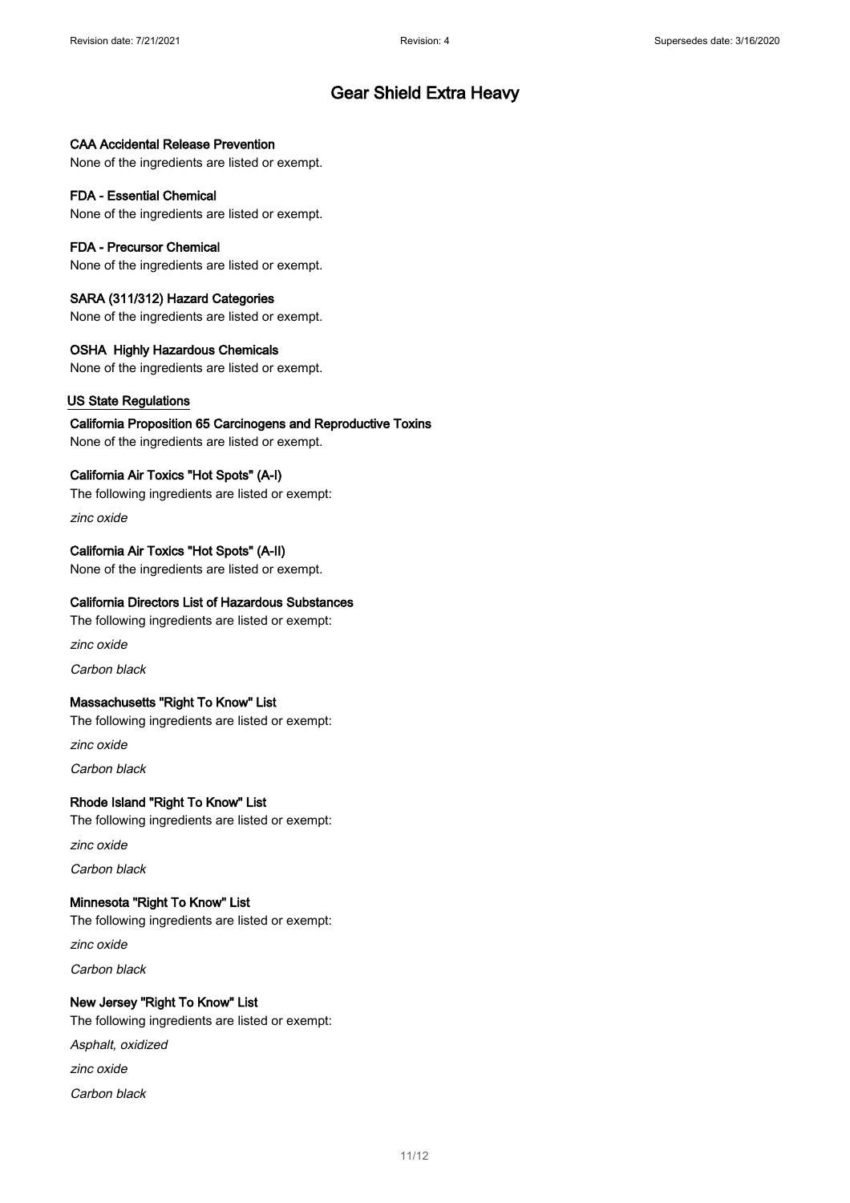#### CAA Accidental Release Prevention

None of the ingredients are listed or exempt.

#### FDA - Essential Chemical

None of the ingredients are listed or exempt.

#### FDA - Precursor Chemical

None of the ingredients are listed or exempt.

#### SARA (311/312) Hazard Categories

None of the ingredients are listed or exempt.

#### OSHA Highly Hazardous Chemicals

None of the ingredients are listed or exempt.

### US State Regulations

#### California Proposition 65 Carcinogens and Reproductive Toxins

None of the ingredients are listed or exempt.

#### California Air Toxics "Hot Spots" (A-I)

The following ingredients are listed or exempt:

*zinc oxide*

#### California Air Toxics "Hot Spots" (A-II)

None of the ingredients are listed or exempt.

#### California Directors List of Hazardous Substances

The following ingredients are listed or exempt:

*zinc oxide*

*Carbon black*

#### Massachusetts "Right To Know" List

The following ingredients are listed or exempt:

*zinc oxide*

*Carbon black*

#### Rhode Island "Right To Know" List

The following ingredients are listed or exempt:

*zinc oxide*

*Carbon black*

#### Minnesota "Right To Know" List

The following ingredients are listed or exempt:

*zinc oxide*

*Carbon black*

#### New Jersey "Right To Know" List

The following ingredients are listed or exempt:

*Asphalt, oxidized*

*zinc oxide*

*Carbon black*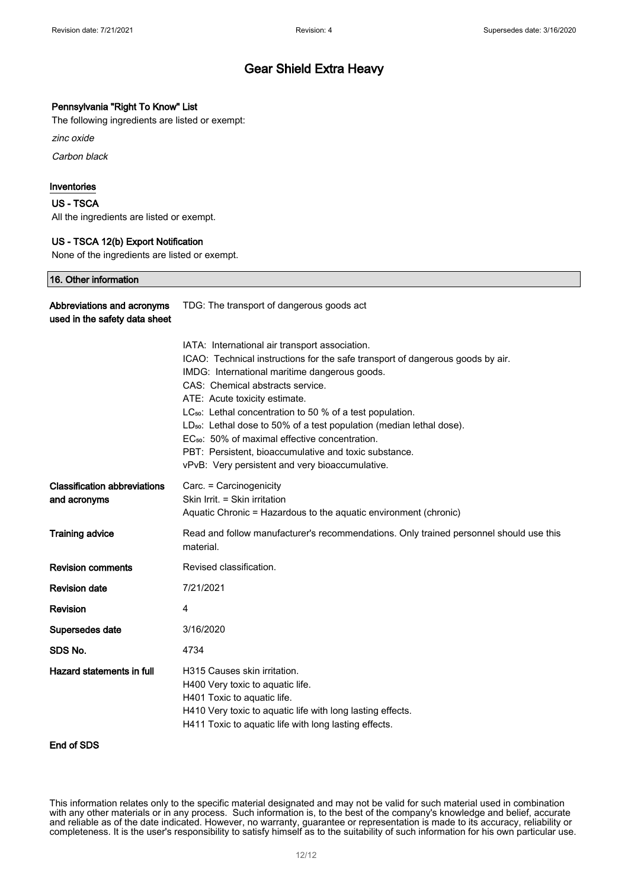### Pennsylvania "Right To Know" List

The following ingredients are listed or exempt:

*zinc oxide*

*Carbon black*

### Inventories

#### US - TSCA

All the ingredients are listed or exempt.

#### US - TSCA 12(b) Export Notification

None of the ingredients are listed or exempt.

## 16. Other information

| | |
|---|---|
| **Abbreviations and acronyms used in the safety data sheet** | TDG: The transport of dangerous goods act<br><br>IATA: International air transport association.<br>ICAO: Technical instructions for the safe transport of dangerous goods by air.<br>IMDG: International maritime dangerous goods.<br>CAS: Chemical abstracts service.<br>ATE: Acute toxicity estimate.<br>$LC_{50}$: Lethal concentration to 50 % of a test population.<br>$LD_{50}$: Lethal dose to 50% of a test population (median lethal dose).<br>$EC_{50}$: 50% of maximal effective concentration.<br>PBT: Persistent, bioaccumulative and toxic substance.<br>vPvB: Very persistent and very bioaccumulative. |
| **Classification abbreviations and acronyms** | Carc. = Carcinogenicity<br>Skin Irrit. = Skin irritation<br>Aquatic Chronic = Hazardous to the aquatic environment (chronic) |
| **Training advice** | Read and follow manufacturer's recommendations. Only trained personnel should use this material. |
| **Revision comments** | Revised classification. |
| **Revision date** | 7/21/2021 |
| **Revision** | 4 |
| **Supersedes date** | 3/16/2020 |
| **SDS No.** | 4734 |
| **Hazard statements in full** | H315 Causes skin irritation.<br>H400 Very toxic to aquatic life.<br>H401 Toxic to aquatic life.<br>H410 Very toxic to aquatic life with long lasting effects.<br>H411 Toxic to aquatic life with long lasting effects. |

**End of SDS**

This information relates only to the specific material designated and may not be valid for such material used in combination with any other materials or in any process. Such information is, to the best of the company's knowledge and belief, accurate and reliable as of the date indicated. However, no warranty, guarantee or representation is made to its accuracy, reliability or completeness. It is the user's responsibility to satisfy himself as to the suitability of such information for his own particular use.